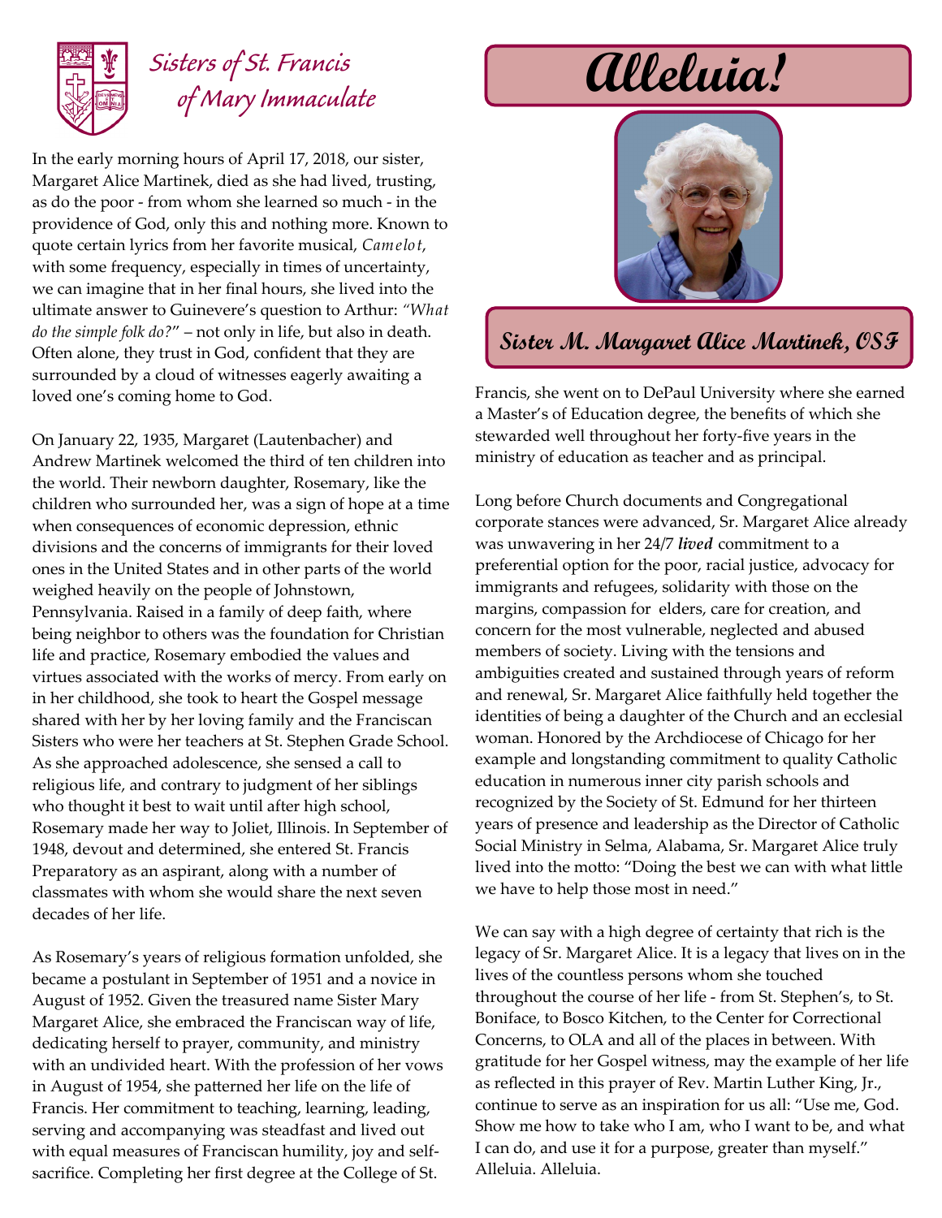# Sisters of St. Francis of Mary Immaculate

# Alleluia!

## Sister M. Margaret Alice Martinek, OSF

In the early morning hours of April 17, 2018, our sister, Margaret Alice Martinek, died as she had lived, trusting, as do the poor - from whom she learned so much - in the providence of God, only this and nothing more. Known to quote certain lyrics from her favorite musical, *Camelot*, with some frequency, especially in times of uncertainty, we can imagine that in her final hours, she lived into the ultimate answer to Guinevere's question to Arthur: *"What do the simple folk do?*" – not only in life, but also in death. Often alone, they trust in God, confident that they are surrounded by a cloud of witnesses eagerly awaiting a loved one's coming home to God.

On January 22, 1935, Margaret (Lautenbacher) and Andrew Martinek welcomed the third of ten children into the world. Their newborn daughter, Rosemary, like the children who surrounded her, was a sign of hope at a time when consequences of economic depression, ethnic divisions and the concerns of immigrants for their loved ones in the United States and in other parts of the world weighed heavily on the people of Johnstown, Pennsylvania. Raised in a family of deep faith, where being neighbor to others was the foundation for Christian life and practice, Rosemary embodied the values and virtues associated with the works of mercy. From early on in her childhood, she took to heart the Gospel message shared with her by her loving family and the Franciscan Sisters who were her teachers at St. Stephen Grade School. As she approached adolescence, she sensed a call to religious life, and contrary to judgment of her siblings who thought it best to wait until after high school, Rosemary made her way to Joliet, Illinois. In September of 1948, devout and determined, she entered St. Francis Preparatory as an aspirant, along with a number of classmates with whom she would share the next seven decades of her life.

As Rosemary's years of religious formation unfolded, she became a postulant in September of 1951 and a novice in August of 1952. Given the treasured name Sister Mary Margaret Alice, she embraced the Franciscan way of life, dedicating herself to prayer, community, and ministry with an undivided heart. With the profession of her vows in August of 1954, she patterned her life on the life of Francis. Her commitment to teaching, learning, leading, serving and accompanying was steadfast and lived out with equal measures of Franciscan humility, joy and self-sacrifice. Completing her first degree at the College of St. Francis, she went on to DePaul University where she earned a Master's of Education degree, the benefits of which she stewarded well throughout her forty-five years in the ministry of education as teacher and as principal.

Long before Church documents and Congregational corporate stances were advanced, Sr. Margaret Alice already was unwavering in her 24/7 ***lived*** commitment to a preferential option for the poor, racial justice, advocacy for immigrants and refugees, solidarity with those on the margins, compassion for elders, care for creation, and concern for the most vulnerable, neglected and abused members of society. Living with the tensions and ambiguities created and sustained through years of reform and renewal, Sr. Margaret Alice faithfully held together the identities of being a daughter of the Church and an ecclesial woman. Honored by the Archdiocese of Chicago for her example and longstanding commitment to quality Catholic education in numerous inner city parish schools and recognized by the Society of St. Edmund for her thirteen years of presence and leadership as the Director of Catholic Social Ministry in Selma, Alabama, Sr. Margaret Alice truly lived into the motto: "Doing the best we can with what little we have to help those most in need."

We can say with a high degree of certainty that rich is the legacy of Sr. Margaret Alice. It is a legacy that lives on in the lives of the countless persons whom she touched throughout the course of her life - from St. Stephen's, to St. Boniface, to Bosco Kitchen, to the Center for Correctional Concerns, to OLA and all of the places in between. With gratitude for her Gospel witness, may the example of her life as reflected in this prayer of Rev. Martin Luther King, Jr., continue to serve as an inspiration for us all: "Use me, God. Show me how to take who I am, who I want to be, and what I can do, and use it for a purpose, greater than myself." Alleluia. Alleluia.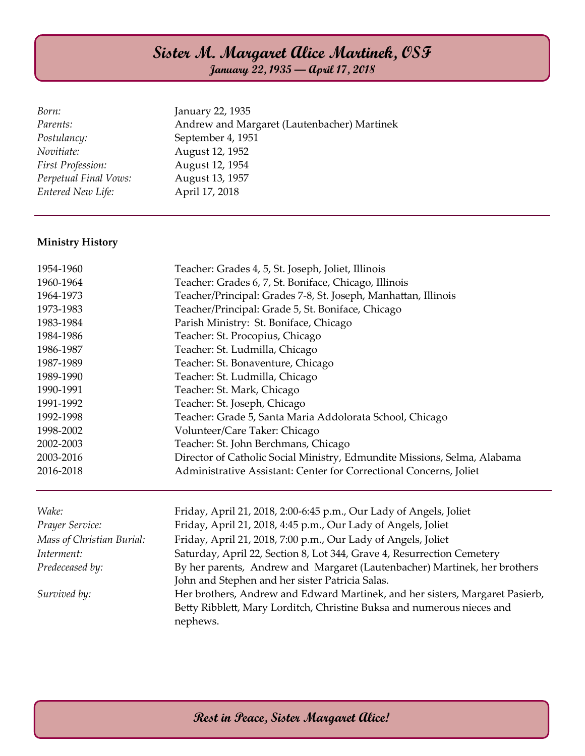# Sister M. Margaret Alice Martinek, OSF

**January 22, 1935 — April 17, 2018**

| | |
|---|---|
| *Born:* | January 22, 1935 |
| *Parents:* | Andrew and Margaret (Lautenbacher) Martinek |
| *Postulancy:* | September 4, 1951 |
| *Novitiate:* | August 12, 1952 |
| *First Profession:* | August 12, 1954 |
| *Perpetual Final Vows:* | August 13, 1957 |
| *Entered New Life:* | April 17, 2018 |

**Ministry History**

| | |
|---|---|
| 1954-1960 | Teacher: Grades 4, 5, St. Joseph, Joliet, Illinois |
| 1960-1964 | Teacher: Grades 6, 7, St. Boniface, Chicago, Illinois |
| 1964-1973 | Teacher/Principal: Grades 7-8, St. Joseph, Manhattan, Illinois |
| 1973-1983 | Teacher/Principal: Grade 5, St. Boniface, Chicago |
| 1983-1984 | Parish Ministry: St. Boniface, Chicago |
| 1984-1986 | Teacher: St. Procopius, Chicago |
| 1986-1987 | Teacher: St. Ludmilla, Chicago |
| 1987-1989 | Teacher: St. Bonaventure, Chicago |
| 1989-1990 | Teacher: St. Ludmilla, Chicago |
| 1990-1991 | Teacher: St. Mark, Chicago |
| 1991-1992 | Teacher: St. Joseph, Chicago |
| 1992-1998 | Teacher: Grade 5, Santa Maria Addolorata School, Chicago |
| 1998-2002 | Volunteer/Care Taker: Chicago |
| 2002-2003 | Teacher: St. John Berchmans, Chicago |
| 2003-2016 | Director of Catholic Social Ministry, Edmundite Missions, Selma, Alabama |
| 2016-2018 | Administrative Assistant: Center for Correctional Concerns, Joliet |

| | |
|---|---|
| *Wake:* | Friday, April 21, 2018, 2:00-6:45 p.m., Our Lady of Angels, Joliet |
| *Prayer Service:* | Friday, April 21, 2018, 4:45 p.m., Our Lady of Angels, Joliet |
| *Mass of Christian Burial:* | Friday, April 21, 2018, 7:00 p.m., Our Lady of Angels, Joliet |
| *Interment:* | Saturday, April 22, Section 8, Lot 344, Grave 4, Resurrection Cemetery |
| *Predeceased by:* | By her parents, Andrew and Margaret (Lautenbacher) Martinek, her brothers John and Stephen and her sister Patricia Salas. |
| *Survived by:* | Her brothers, Andrew and Edward Martinek, and her sisters, Margaret Pasierb, Betty Ribblett, Mary Lorditch, Christine Buksa and numerous nieces and nephews. |

**Rest in Peace, Sister Margaret Alice!**